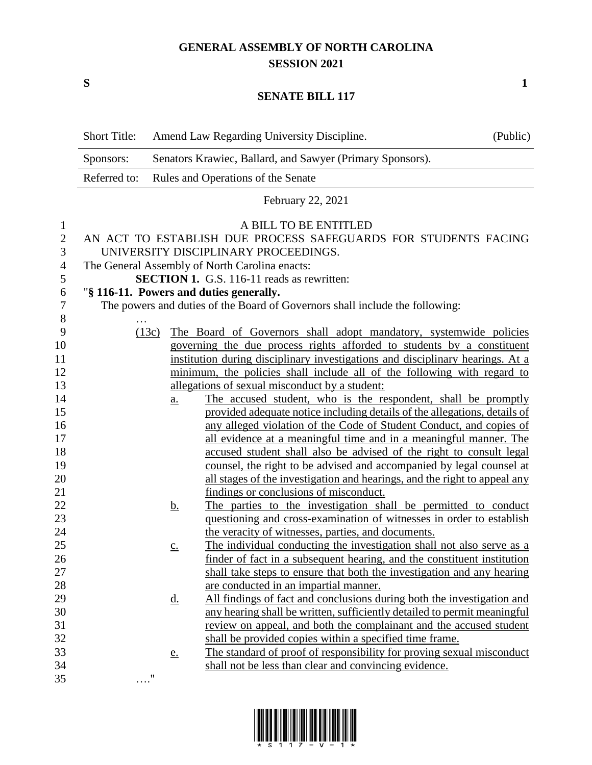# GENERAL ASSEMBLY OF NORTH CAROLINA
## SESSION 2021

**S** **1**

## SENATE BILL 117

| | | |
|---|---|---|
| Short Title: | Amend Law Regarding University Discipline. | (Public) |
| Sponsors: | Senators Krawiec, Ballard, and Sawyer (Primary Sponsors). | |
| Referred to: | Rules and Operations of the Senate | |

February 22, 2021

A BILL TO BE ENTITLED

AN ACT TO ESTABLISH DUE PROCESS SAFEGUARDS FOR STUDENTS FACING UNIVERSITY DISCIPLINARY PROCEEDINGS.

The General Assembly of North Carolina enacts:

**SECTION 1.** G.S. 116-11 reads as rewritten:

"**§ 116-11. Powers and duties generally.**

The powers and duties of the Board of Governors shall include the following:

…

(13c) The Board of Governors shall adopt mandatory, systemwide policies governing the due process rights afforded to students by a constituent institution during disciplinary investigations and disciplinary hearings. At a minimum, the policies shall include all of the following with regard to allegations of sexual misconduct by a student:

a. The accused student, who is the respondent, shall be promptly provided adequate notice including details of the allegations, details of any alleged violation of the Code of Student Conduct, and copies of all evidence at a meaningful time and in a meaningful manner. The accused student shall also be advised of the right to consult legal counsel, the right to be advised and accompanied by legal counsel at all stages of the investigation and hearings, and the right to appeal any findings or conclusions of misconduct.

b. The parties to the investigation shall be permitted to conduct questioning and cross-examination of witnesses in order to establish the veracity of witnesses, parties, and documents.

c. The individual conducting the investigation shall not also serve as a finder of fact in a subsequent hearing, and the constituent institution shall take steps to ensure that both the investigation and any hearing are conducted in an impartial manner.

d. All findings of fact and conclusions during both the investigation and any hearing shall be written, sufficiently detailed to permit meaningful review on appeal, and both the complainant and the accused student shall be provided copies within a specified time frame.

e. The standard of proof of responsibility for proving sexual misconduct shall not be less than clear and convincing evidence.

…."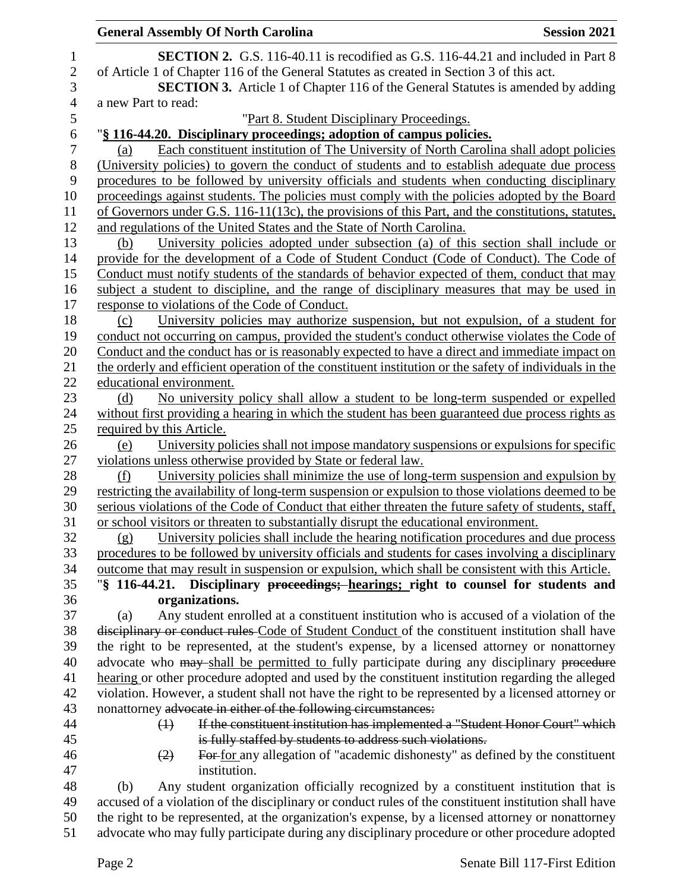**SECTION 2.** G.S. 116-40.11 is recodified as G.S. 116-44.21 and included in Part 8 of Article 1 of Chapter 116 of the General Statutes as created in Section 3 of this act.

**SECTION 3.** Article 1 of Chapter 116 of the General Statutes is amended by adding a new Part to read:

"Part 8. Student Disciplinary Proceedings.

"**§ 116-44.20. Disciplinary proceedings; adoption of campus policies.**

(a) Each constituent institution of The University of North Carolina shall adopt policies (University policies) to govern the conduct of students and to establish adequate due process procedures to be followed by university officials and students when conducting disciplinary proceedings against students. The policies must comply with the policies adopted by the Board of Governors under G.S. 116-11(13c), the provisions of this Part, and the constitutions, statutes, and regulations of the United States and the State of North Carolina.

(b) University policies adopted under subsection (a) of this section shall include or provide for the development of a Code of Student Conduct (Code of Conduct). The Code of Conduct must notify students of the standards of behavior expected of them, conduct that may subject a student to discipline, and the range of disciplinary measures that may be used in response to violations of the Code of Conduct.

(c) University policies may authorize suspension, but not expulsion, of a student for conduct not occurring on campus, provided the student's conduct otherwise violates the Code of Conduct and the conduct has or is reasonably expected to have a direct and immediate impact on the orderly and efficient operation of the constituent institution or the safety of individuals in the educational environment.

(d) No university policy shall allow a student to be long-term suspended or expelled without first providing a hearing in which the student has been guaranteed due process rights as required by this Article.

(e) University policies shall not impose mandatory suspensions or expulsions for specific violations unless otherwise provided by State or federal law.

(f) University policies shall minimize the use of long-term suspension and expulsion by restricting the availability of long-term suspension or expulsion to those violations deemed to be serious violations of the Code of Conduct that either threaten the future safety of students, staff, or school visitors or threaten to substantially disrupt the educational environment.

(g) University policies shall include the hearing notification procedures and due process procedures to be followed by university officials and students for cases involving a disciplinary outcome that may result in suspension or expulsion, which shall be consistent with this Article.

"**§ 116-44.21. Disciplinary ~~proceedings;~~ hearings; right to counsel for students and organizations.**

(a) Any student enrolled at a constituent institution who is accused of a violation of the ~~disciplinary or conduct rules~~ Code of Student Conduct of the constituent institution shall have the right to be represented, at the student's expense, by a licensed attorney or nonattorney advocate who ~~may~~ shall be permitted to fully participate during any disciplinary ~~procedure~~ hearing or other procedure adopted and used by the constituent institution regarding the alleged violation. However, a student shall not have the right to be represented by a licensed attorney or nonattorney ~~advocate in either of the following circumstances:~~

~~(1) If the constituent institution has implemented a "Student Honor Court" which is fully staffed by students to address such violations.~~

~~(2) For~~ for any allegation of "academic dishonesty" as defined by the constituent institution.

(b) Any student organization officially recognized by a constituent institution that is accused of a violation of the disciplinary or conduct rules of the constituent institution shall have the right to be represented, at the organization's expense, by a licensed attorney or nonattorney advocate who may fully participate during any disciplinary procedure or other procedure adopted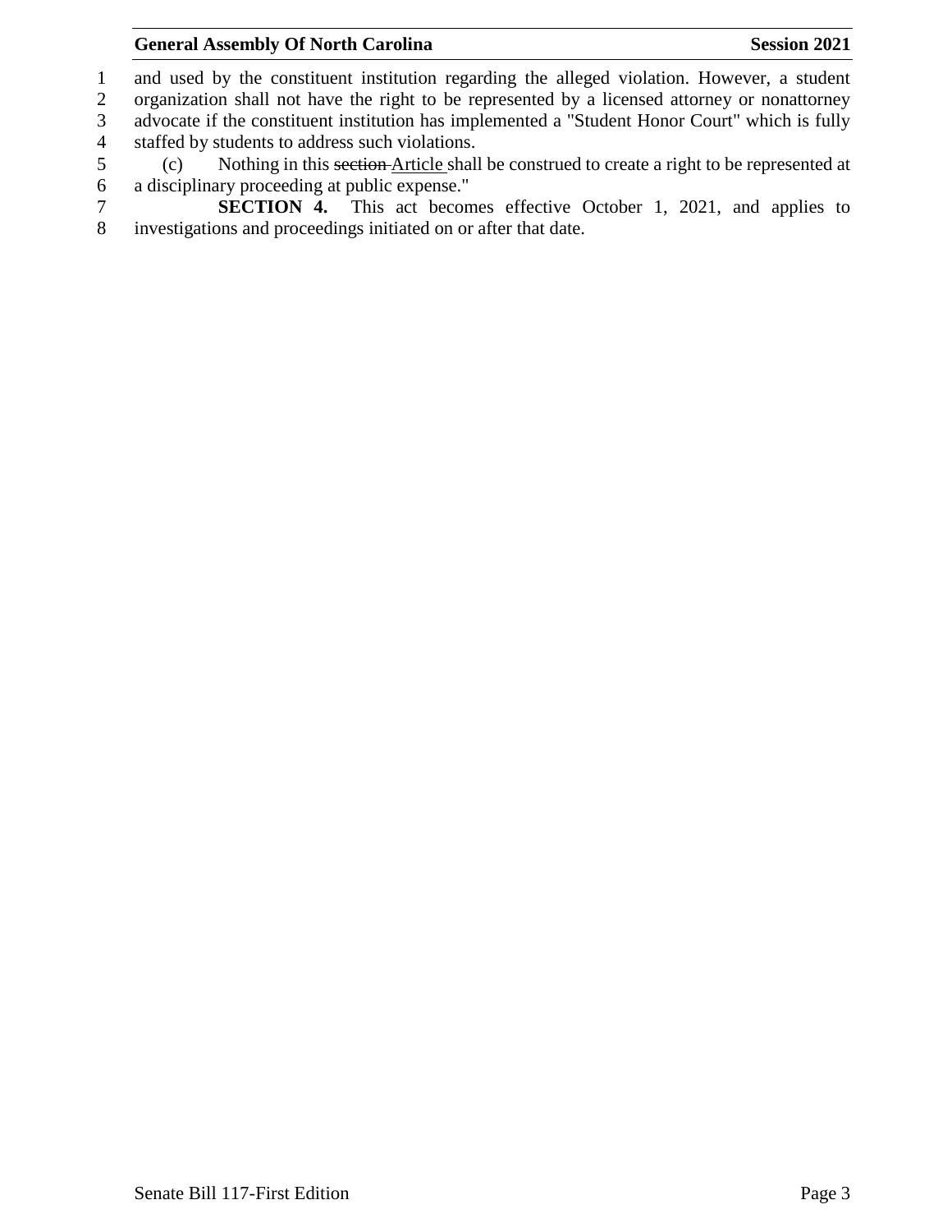and used by the constituent institution regarding the alleged violation. However, a student organization shall not have the right to be represented by a licensed attorney or nonattorney advocate if the constituent institution has implemented a "Student Honor Court" which is fully staffed by students to address such violations.

(c) Nothing in this ~~section~~ Article shall be construed to create a right to be represented at a disciplinary proceeding at public expense."

**SECTION 4.** This act becomes effective October 1, 2021, and applies to investigations and proceedings initiated on or after that date.